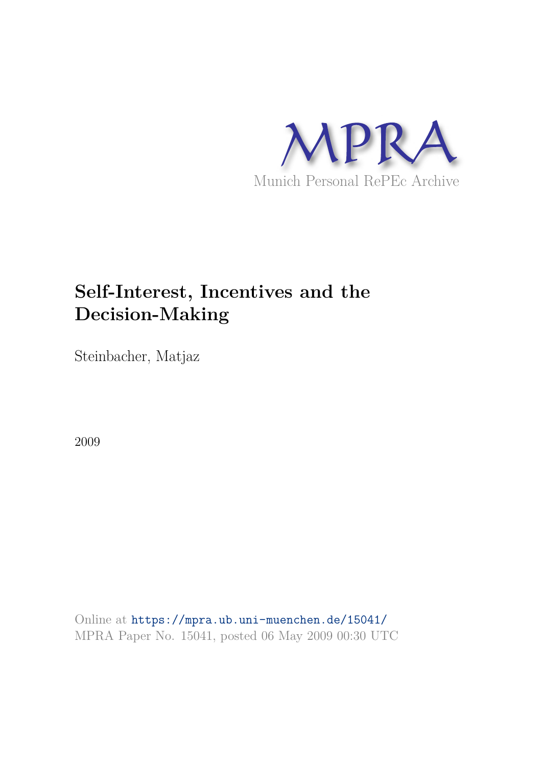MPRA

Munich Personal RePEc Archive

# Self-Interest, Incentives and the Decision-Making

Steinbacher, Matjaz

2009

Online at https://mpra.ub.uni-muenchen.de/15041/
MPRA Paper No. 15041, posted 06 May 2009 00:30 UTC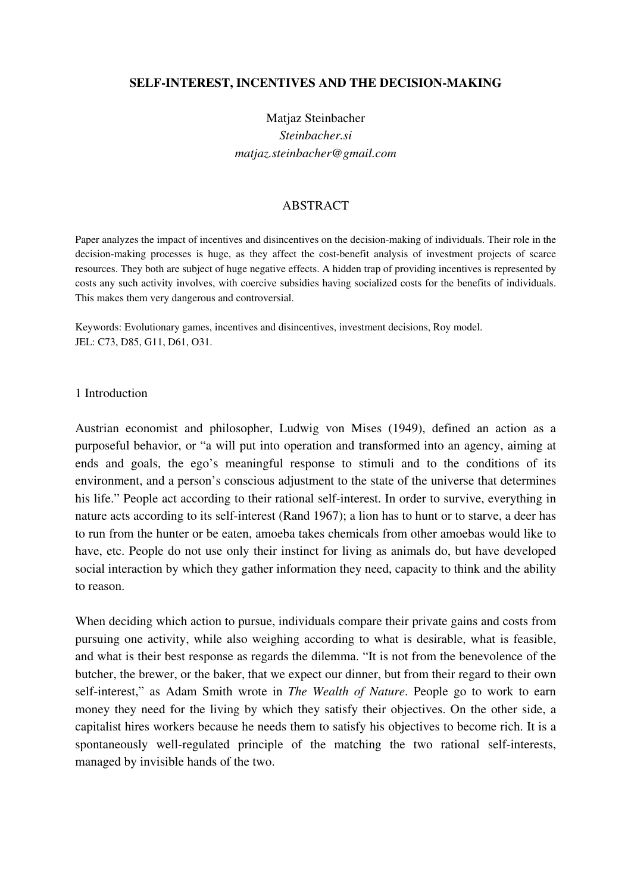**SELF-INTEREST, INCENTIVES AND THE DECISION-MAKING**

Matjaz Steinbacher
*Steinbacher.si*
*matjaz.steinbacher@gmail.com*

ABSTRACT

Paper analyzes the impact of incentives and disincentives on the decision-making of individuals. Their role in the decision-making processes is huge, as they affect the cost-benefit analysis of investment projects of scarce resources. They both are subject of huge negative effects. A hidden trap of providing incentives is represented by costs any such activity involves, with coercive subsidies having socialized costs for the benefits of individuals. This makes them very dangerous and controversial.

Keywords: Evolutionary games, incentives and disincentives, investment decisions, Roy model.
JEL: C73, D85, G11, D61, O31.

## 1 Introduction

Austrian economist and philosopher, Ludwig von Mises (1949), defined an action as a purposeful behavior, or "a will put into operation and transformed into an agency, aiming at ends and goals, the ego's meaningful response to stimuli and to the conditions of its environment, and a person's conscious adjustment to the state of the universe that determines his life." People act according to their rational self-interest. In order to survive, everything in nature acts according to its self-interest (Rand 1967); a lion has to hunt or to starve, a deer has to run from the hunter or be eaten, amoeba takes chemicals from other amoebas would like to have, etc. People do not use only their instinct for living as animals do, but have developed social interaction by which they gather information they need, capacity to think and the ability to reason.

When deciding which action to pursue, individuals compare their private gains and costs from pursuing one activity, while also weighing according to what is desirable, what is feasible, and what is their best response as regards the dilemma. "It is not from the benevolence of the butcher, the brewer, or the baker, that we expect our dinner, but from their regard to their own self-interest," as Adam Smith wrote in *The Wealth of Nature*. People go to work to earn money they need for the living by which they satisfy their objectives. On the other side, a capitalist hires workers because he needs them to satisfy his objectives to become rich. It is a spontaneously well-regulated principle of the matching the two rational self-interests, managed by invisible hands of the two.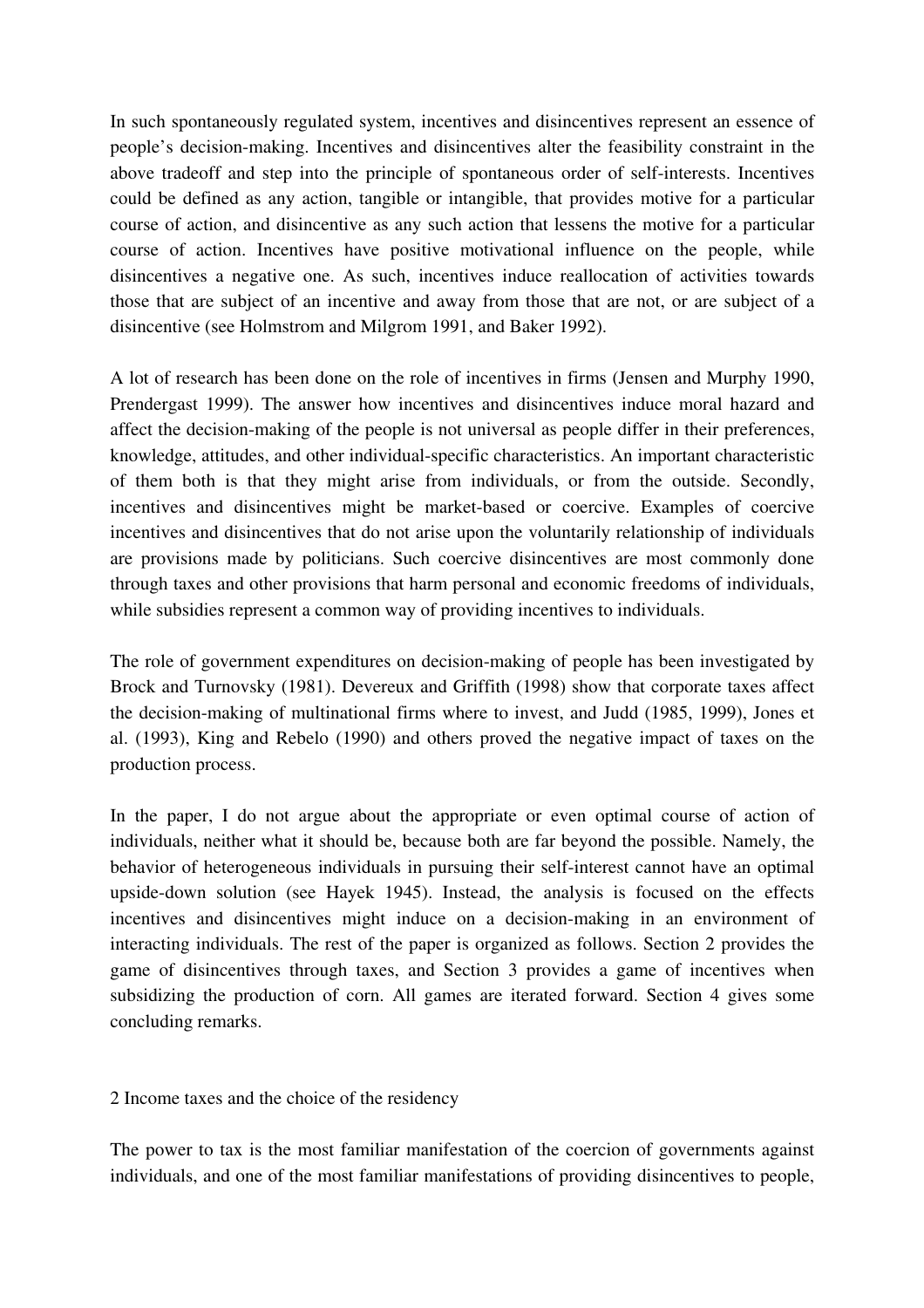In such spontaneously regulated system, incentives and disincentives represent an essence of people's decision-making. Incentives and disincentives alter the feasibility constraint in the above tradeoff and step into the principle of spontaneous order of self-interests. Incentives could be defined as any action, tangible or intangible, that provides motive for a particular course of action, and disincentive as any such action that lessens the motive for a particular course of action. Incentives have positive motivational influence on the people, while disincentives a negative one. As such, incentives induce reallocation of activities towards those that are subject of an incentive and away from those that are not, or are subject of a disincentive (see Holmstrom and Milgrom 1991, and Baker 1992).

A lot of research has been done on the role of incentives in firms (Jensen and Murphy 1990, Prendergast 1999). The answer how incentives and disincentives induce moral hazard and affect the decision-making of the people is not universal as people differ in their preferences, knowledge, attitudes, and other individual-specific characteristics. An important characteristic of them both is that they might arise from individuals, or from the outside. Secondly, incentives and disincentives might be market-based or coercive. Examples of coercive incentives and disincentives that do not arise upon the voluntarily relationship of individuals are provisions made by politicians. Such coercive disincentives are most commonly done through taxes and other provisions that harm personal and economic freedoms of individuals, while subsidies represent a common way of providing incentives to individuals.

The role of government expenditures on decision-making of people has been investigated by Brock and Turnovsky (1981). Devereux and Griffith (1998) show that corporate taxes affect the decision-making of multinational firms where to invest, and Judd (1985, 1999), Jones et al. (1993), King and Rebelo (1990) and others proved the negative impact of taxes on the production process.

In the paper, I do not argue about the appropriate or even optimal course of action of individuals, neither what it should be, because both are far beyond the possible. Namely, the behavior of heterogeneous individuals in pursuing their self-interest cannot have an optimal upside-down solution (see Hayek 1945). Instead, the analysis is focused on the effects incentives and disincentives might induce on a decision-making in an environment of interacting individuals. The rest of the paper is organized as follows. Section 2 provides the game of disincentives through taxes, and Section 3 provides a game of incentives when subsidizing the production of corn. All games are iterated forward. Section 4 gives some concluding remarks.

## 2 Income taxes and the choice of the residency

The power to tax is the most familiar manifestation of the coercion of governments against individuals, and one of the most familiar manifestations of providing disincentives to people,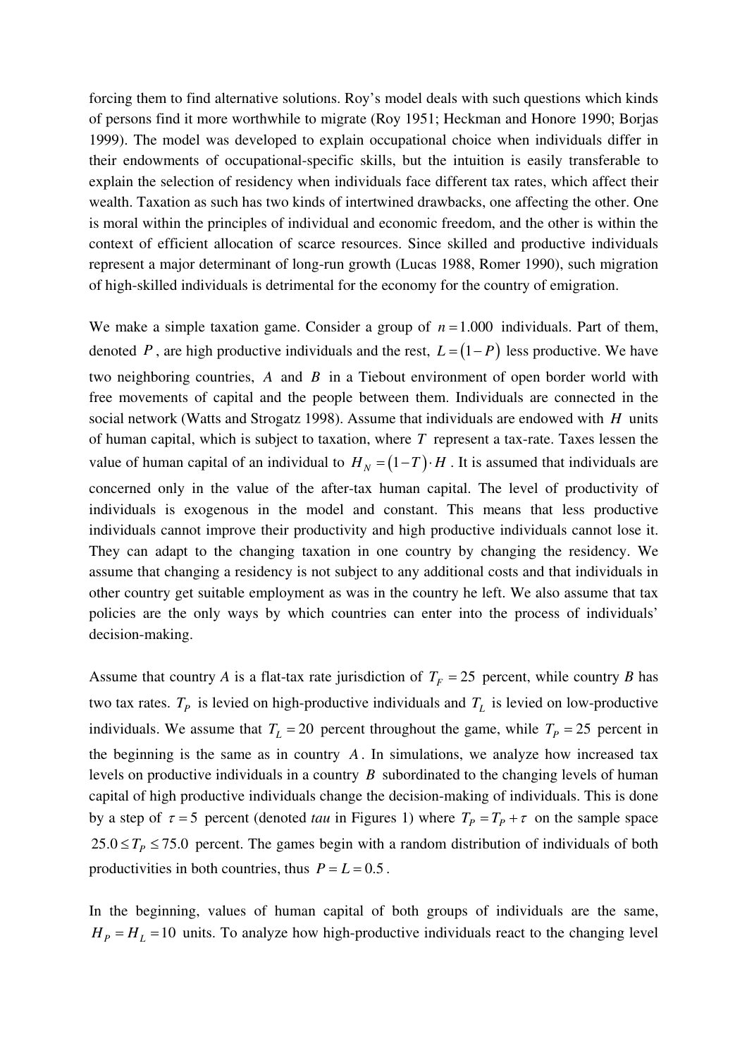forcing them to find alternative solutions. Roy's model deals with such questions which kinds of persons find it more worthwhile to migrate (Roy 1951; Heckman and Honore 1990; Borjas 1999). The model was developed to explain occupational choice when individuals differ in their endowments of occupational-specific skills, but the intuition is easily transferable to explain the selection of residency when individuals face different tax rates, which affect their wealth. Taxation as such has two kinds of intertwined drawbacks, one affecting the other. One is moral within the principles of individual and economic freedom, and the other is within the context of efficient allocation of scarce resources. Since skilled and productive individuals represent a major determinant of long-run growth (Lucas 1988, Romer 1990), such migration of high-skilled individuals is detrimental for the economy for the country of emigration.

We make a simple taxation game. Consider a group of $n = 1.000$ individuals. Part of them, denoted $P$, are high productive individuals and the rest, $L = (1 - P)$ less productive. We have two neighboring countries, $A$ and $B$ in a Tiebout environment of open border world with free movements of capital and the people between them. Individuals are connected in the social network (Watts and Strogatz 1998). Assume that individuals are endowed with $H$ units of human capital, which is subject to taxation, where $T$ represent a tax-rate. Taxes lessen the value of human capital of an individual to $H_N = (1 - T) \cdot H$. It is assumed that individuals are concerned only in the value of the after-tax human capital. The level of productivity of individuals is exogenous in the model and constant. This means that less productive individuals cannot improve their productivity and high productive individuals cannot lose it. They can adapt to the changing taxation in one country by changing the residency. We assume that changing a residency is not subject to any additional costs and that individuals in other country get suitable employment as was in the country he left. We also assume that tax policies are the only ways by which countries can enter into the process of individuals' decision-making.

Assume that country *A* is a flat-tax rate jurisdiction of $T_F = 25$ percent, while country *B* has two tax rates. $T_P$ is levied on high-productive individuals and $T_L$ is levied on low-productive individuals. We assume that $T_L = 20$ percent throughout the game, while $T_P = 25$ percent in the beginning is the same as in country $A$. In simulations, we analyze how increased tax levels on productive individuals in a country $B$ subordinated to the changing levels of human capital of high productive individuals change the decision-making of individuals. This is done by a step of $\tau = 5$ percent (denoted *tau* in Figures 1) where $T_P = T_P + \tau$ on the sample space $25.0 \le T_P \le 75.0$ percent. The games begin with a random distribution of individuals of both productivities in both countries, thus $P = L = 0.5$.

In the beginning, values of human capital of both groups of individuals are the same, $H_P = H_L = 10$ units. To analyze how high-productive individuals react to the changing level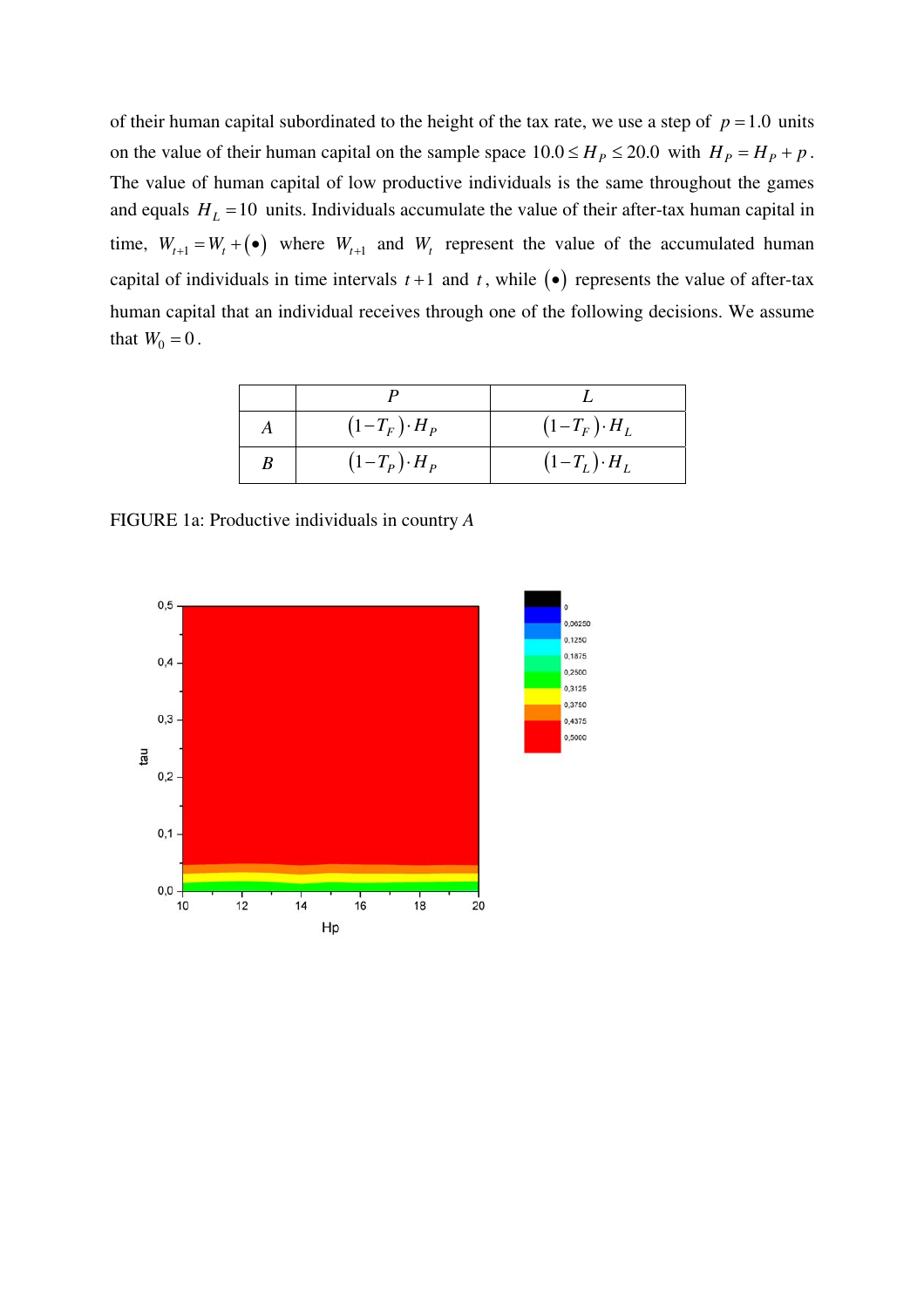of their human capital subordinated to the height of the tax rate, we use a step of $p = 1.0$ units on the value of their human capital on the sample space $10.0 \le H_P \le 20.0$ with $H_P = H_P + p$. The value of human capital of low productive individuals is the same throughout the games and equals $H_L = 10$ units. Individuals accumulate the value of their after-tax human capital in time, $W_{t+1} = W_t + (\bullet)$ where $W_{t+1}$ and $W_t$ represent the value of the accumulated human capital of individuals in time intervals $t+1$ and $t$, while $(\bullet)$ represents the value of after-tax human capital that an individual receives through one of the following decisions. We assume that $W_0 = 0$.

| | $P$ | $L$ |
|---|---|---|
| $A$ | $(1-T_F)\cdot H_P$ | $(1-T_F)\cdot H_L$ |
| $B$ | $(1-T_P)\cdot H_P$ | $(1-T_L)\cdot H_L$ |

FIGURE 1a: Productive individuals in country $A$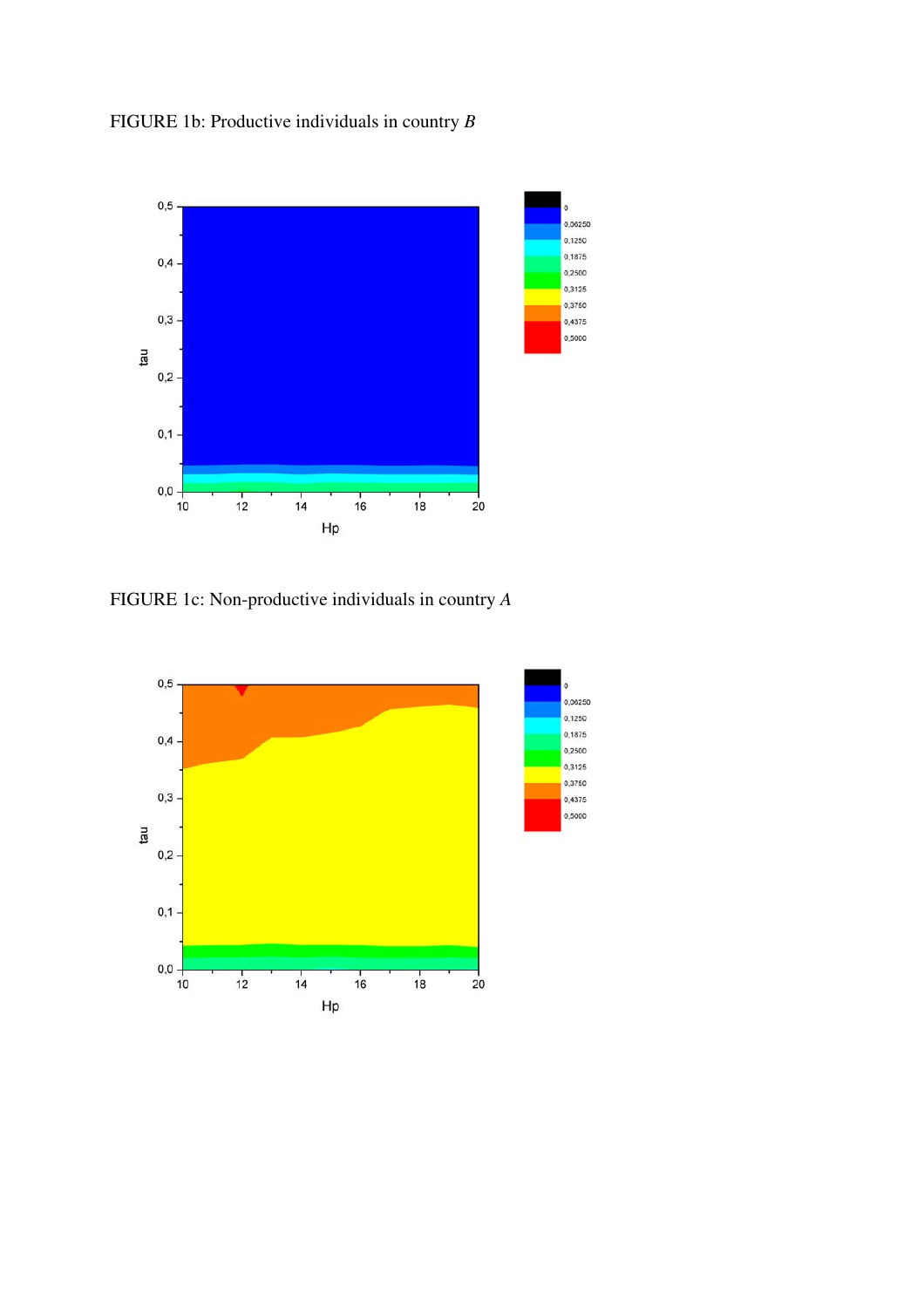FIGURE 1b: Productive individuals in country *B*

FIGURE 1c: Non-productive individuals in country *A*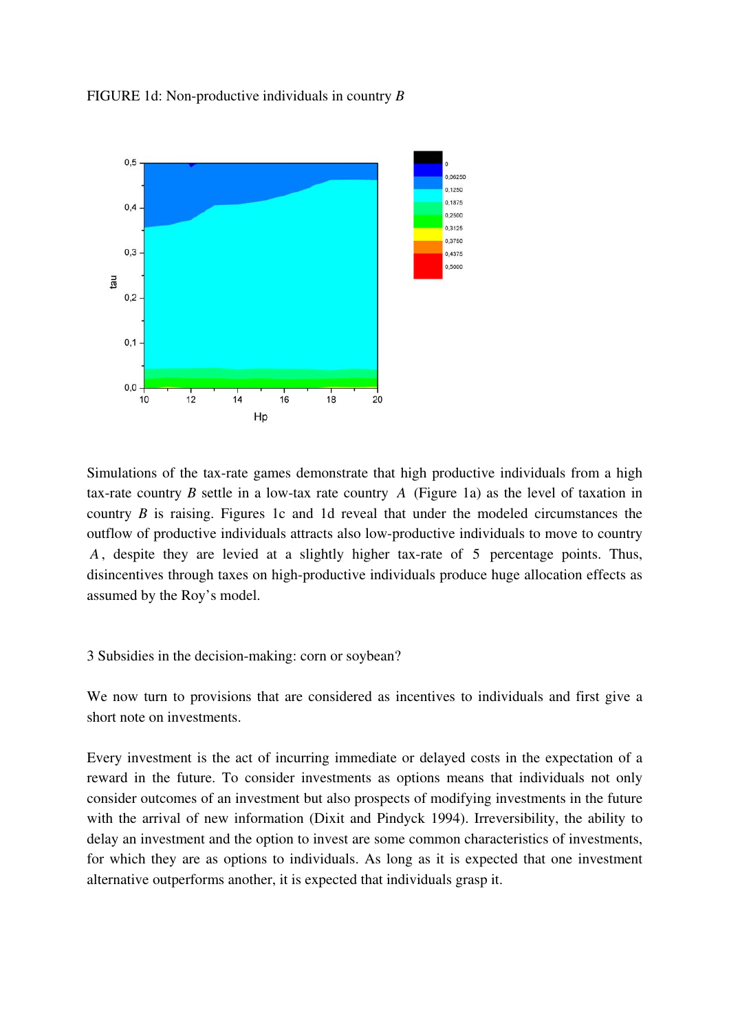FIGURE 1d: Non-productive individuals in country $B$

0,5
0,4
0,3
0,2
0,1
0,0
tau
10
12
14
16
18
20
Hp

0
0,06250
0,1250
0,1875
0,2500
0,3125
0,3750
0,4375
0,5000

Simulations of the tax-rate games demonstrate that high productive individuals from a high tax-rate country $B$ settle in a low-tax rate country $A$ (Figure 1a) as the level of taxation in country $B$ is raising. Figures 1c and 1d reveal that under the modeled circumstances the outflow of productive individuals attracts also low-productive individuals to move to country $A$, despite they are levied at a slightly higher tax-rate of 5 percentage points. Thus, disincentives through taxes on high-productive individuals produce huge allocation effects as assumed by the Roy's model.

## 3 Subsidies in the decision-making: corn or soybean?

We now turn to provisions that are considered as incentives to individuals and first give a short note on investments.

Every investment is the act of incurring immediate or delayed costs in the expectation of a reward in the future. To consider investments as options means that individuals not only consider outcomes of an investment but also prospects of modifying investments in the future with the arrival of new information (Dixit and Pindyck 1994). Irreversibility, the ability to delay an investment and the option to invest are some common characteristics of investments, for which they are as options to individuals. As long as it is expected that one investment alternative outperforms another, it is expected that individuals grasp it.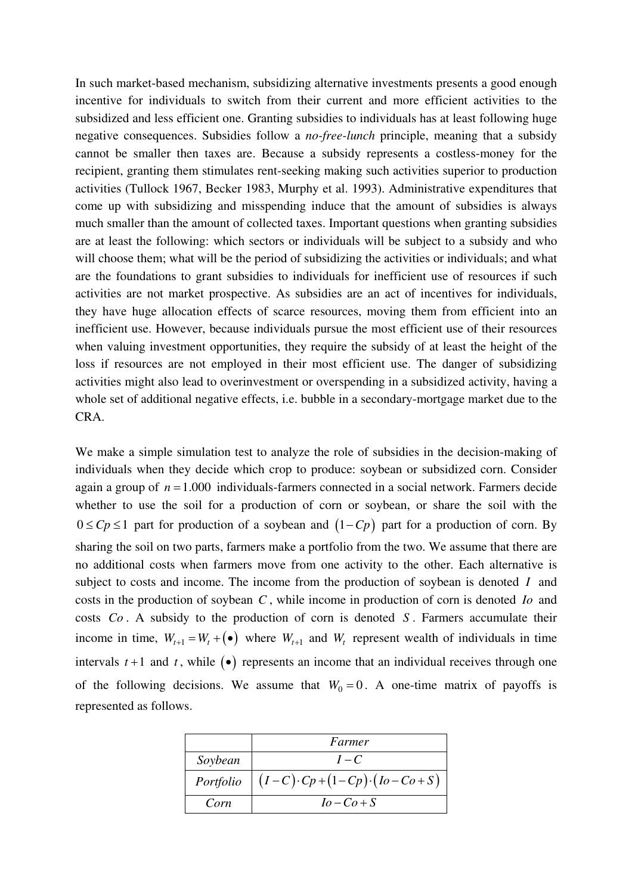In such market-based mechanism, subsidizing alternative investments presents a good enough incentive for individuals to switch from their current and more efficient activities to the subsidized and less efficient one. Granting subsidies to individuals has at least following huge negative consequences. Subsidies follow a *no-free-lunch* principle, meaning that a subsidy cannot be smaller then taxes are. Because a subsidy represents a costless-money for the recipient, granting them stimulates rent-seeking making such activities superior to production activities (Tullock 1967, Becker 1983, Murphy et al. 1993). Administrative expenditures that come up with subsidizing and misspending induce that the amount of subsidies is always much smaller than the amount of collected taxes. Important questions when granting subsidies are at least the following: which sectors or individuals will be subject to a subsidy and who will choose them; what will be the period of subsidizing the activities or individuals; and what are the foundations to grant subsidies to individuals for inefficient use of resources if such activities are not market prospective. As subsidies are an act of incentives for individuals, they have huge allocation effects of scarce resources, moving them from efficient into an inefficient use. However, because individuals pursue the most efficient use of their resources when valuing investment opportunities, they require the subsidy of at least the height of the loss if resources are not employed in their most efficient use. The danger of subsidizing activities might also lead to overinvestment or overspending in a subsidized activity, having a whole set of additional negative effects, i.e. bubble in a secondary-mortgage market due to the CRA.

We make a simple simulation test to analyze the role of subsidies in the decision-making of individuals when they decide which crop to produce: soybean or subsidized corn. Consider again a group of $n = 1.000$ individuals-farmers connected in a social network. Farmers decide whether to use the soil for a production of corn or soybean, or share the soil with the $0 \leq Cp \leq 1$ part for production of a soybean and $(1 - Cp)$ part for a production of corn. By sharing the soil on two parts, farmers make a portfolio from the two. We assume that there are no additional costs when farmers move from one activity to the other. Each alternative is subject to costs and income. The income from the production of soybean is denoted $I$ and costs in the production of soybean $C$, while income in production of corn is denoted $Io$ and costs $Co$. A subsidy to the production of corn is denoted $S$. Farmers accumulate their income in time, $W_{t+1} = W_t + (\bullet)$ where $W_{t+1}$ and $W_t$ represent wealth of individuals in time intervals $t+1$ and $t$, while $(\bullet)$ represents an income that an individual receives through one of the following decisions. We assume that $W_0 = 0$. A one-time matrix of payoffs is represented as follows.

| | *Farmer* |
|---|---|
| *Soybean* | $I - C$ |
| *Portfolio* | $(I - C) \cdot Cp + (1 - Cp) \cdot (Io - Co + S)$ |
| *Corn* | $Io - Co + S$ |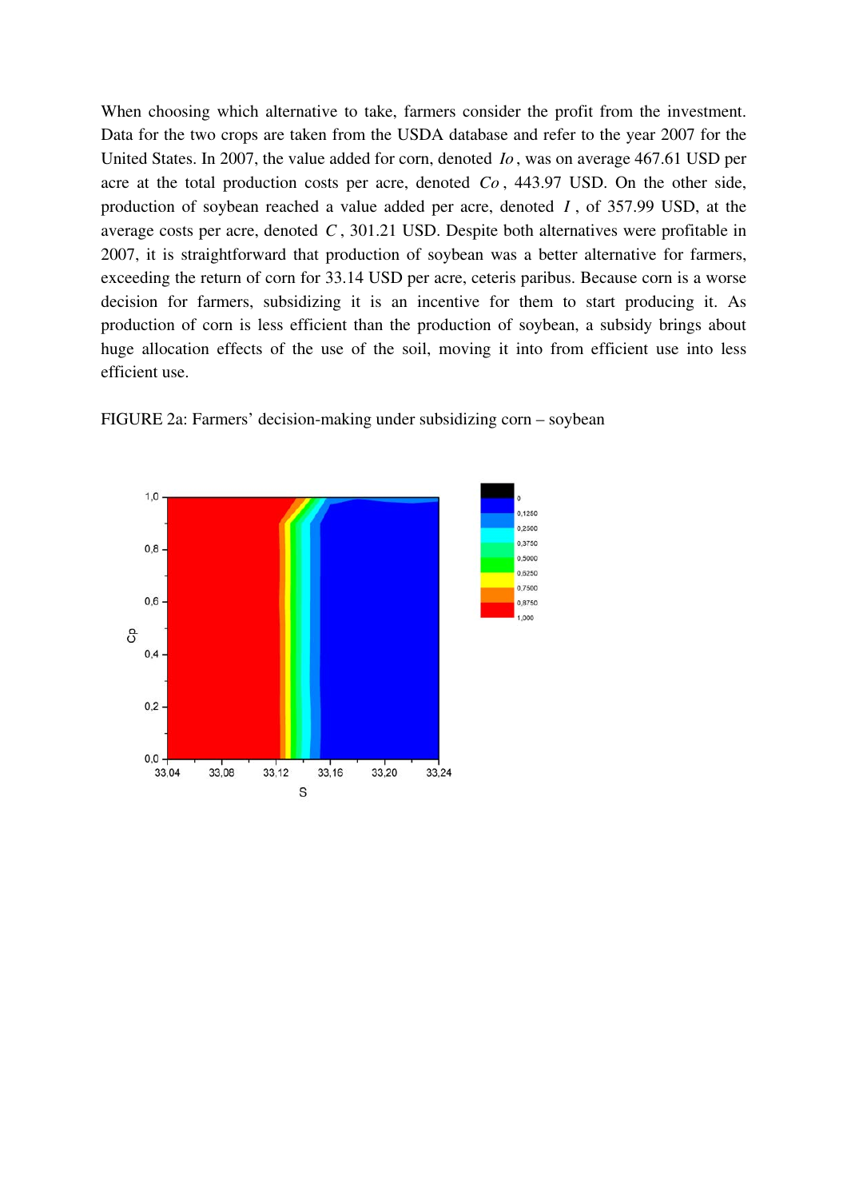When choosing which alternative to take, farmers consider the profit from the investment. Data for the two crops are taken from the USDA database and refer to the year 2007 for the United States. In 2007, the value added for corn, denoted $Io$, was on average 467.61 USD per acre at the total production costs per acre, denoted $Co$, 443.97 USD. On the other side, production of soybean reached a value added per acre, denoted $I$, of 357.99 USD, at the average costs per acre, denoted $C$, 301.21 USD. Despite both alternatives were profitable in 2007, it is straightforward that production of soybean was a better alternative for farmers, exceeding the return of corn for 33.14 USD per acre, ceteris paribus. Because corn is a worse decision for farmers, subsidizing it is an incentive for them to start producing it. As production of corn is less efficient than the production of soybean, a subsidy brings about huge allocation effects of the use of the soil, moving it into from efficient use into less efficient use.

FIGURE 2a: Farmers' decision-making under subsidizing corn – soybean

Cp
1,0
0,8
0,6
0,4
0,2
0,0

S
33,04
33,08
33,12
33,16
33,20
33,24

0
0,1250
0,2500
0,3750
0,5000
0,6250
0,7500
0,8750
1,000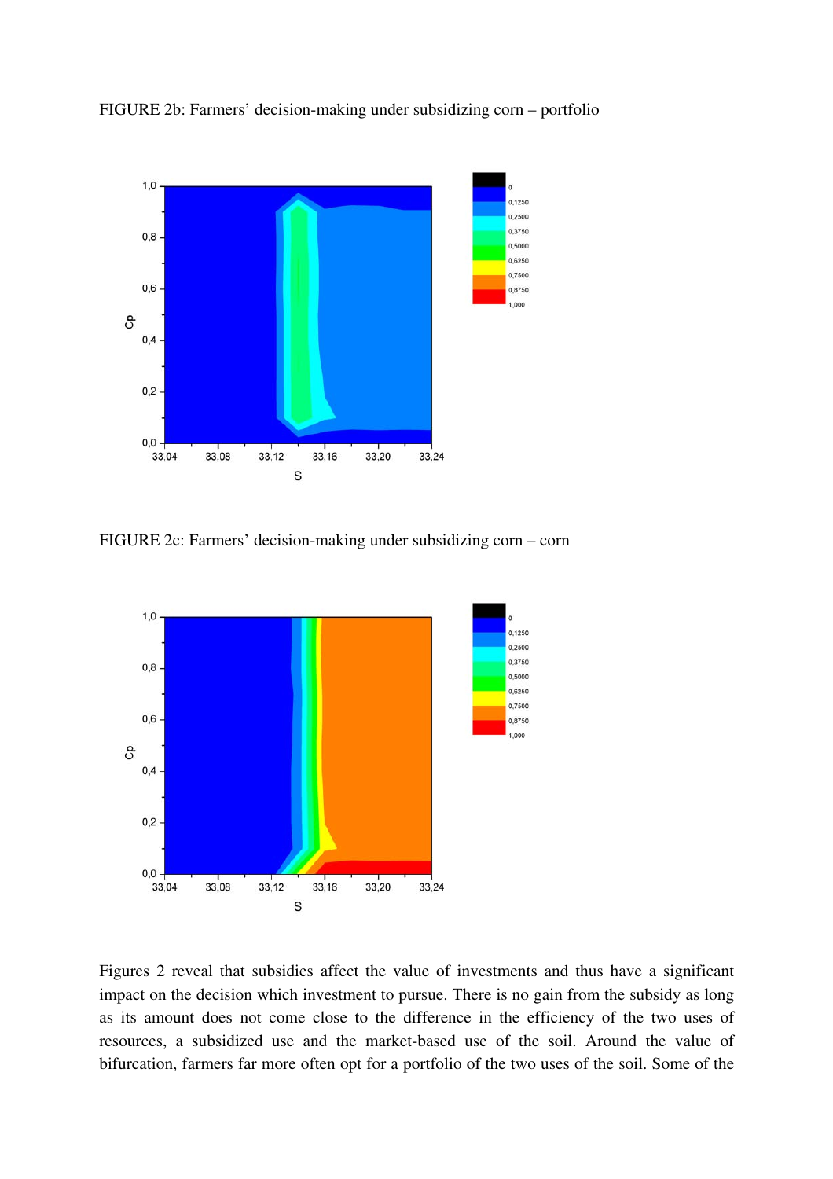FIGURE 2b: Farmers' decision-making under subsidizing corn – portfolio

FIGURE 2c: Farmers' decision-making under subsidizing corn – corn

Figures 2 reveal that subsidies affect the value of investments and thus have a significant impact on the decision which investment to pursue. There is no gain from the subsidy as long as its amount does not come close to the difference in the efficiency of the two uses of resources, a subsidized use and the market-based use of the soil. Around the value of bifurcation, farmers far more often opt for a portfolio of the two uses of the soil. Some of the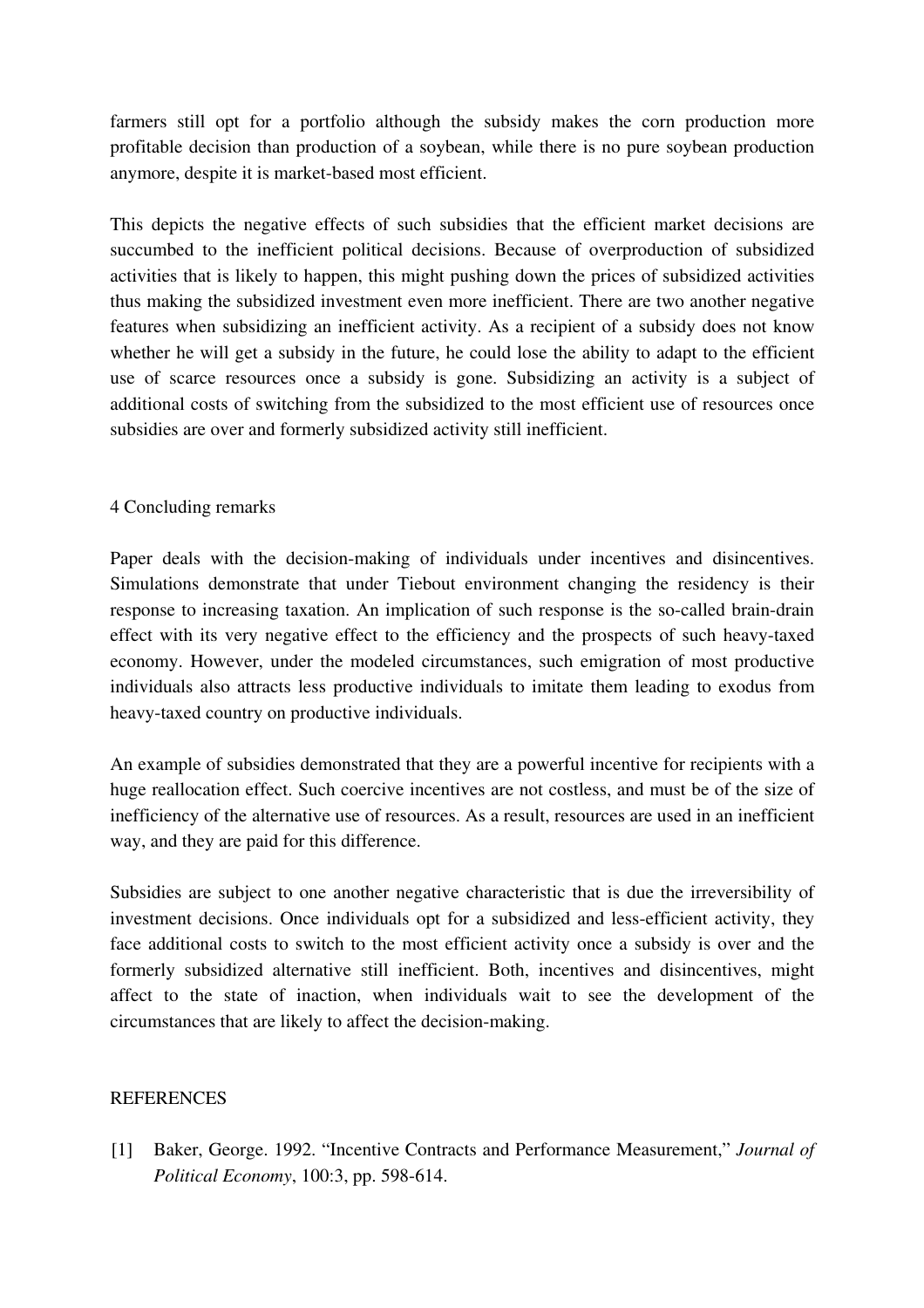farmers still opt for a portfolio although the subsidy makes the corn production more profitable decision than production of a soybean, while there is no pure soybean production anymore, despite it is market-based most efficient.

This depicts the negative effects of such subsidies that the efficient market decisions are succumbed to the inefficient political decisions. Because of overproduction of subsidized activities that is likely to happen, this might pushing down the prices of subsidized activities thus making the subsidized investment even more inefficient. There are two another negative features when subsidizing an inefficient activity. As a recipient of a subsidy does not know whether he will get a subsidy in the future, he could lose the ability to adapt to the efficient use of scarce resources once a subsidy is gone. Subsidizing an activity is a subject of additional costs of switching from the subsidized to the most efficient use of resources once subsidies are over and formerly subsidized activity still inefficient.

## 4 Concluding remarks

Paper deals with the decision-making of individuals under incentives and disincentives. Simulations demonstrate that under Tiebout environment changing the residency is their response to increasing taxation. An implication of such response is the so-called brain-drain effect with its very negative effect to the efficiency and the prospects of such heavy-taxed economy. However, under the modeled circumstances, such emigration of most productive individuals also attracts less productive individuals to imitate them leading to exodus from heavy-taxed country on productive individuals.

An example of subsidies demonstrated that they are a powerful incentive for recipients with a huge reallocation effect. Such coercive incentives are not costless, and must be of the size of inefficiency of the alternative use of resources. As a result, resources are used in an inefficient way, and they are paid for this difference.

Subsidies are subject to one another negative characteristic that is due the irreversibility of investment decisions. Once individuals opt for a subsidized and less-efficient activity, they face additional costs to switch to the most efficient activity once a subsidy is over and the formerly subsidized alternative still inefficient. Both, incentives and disincentives, might affect to the state of inaction, when individuals wait to see the development of the circumstances that are likely to affect the decision-making.

## REFERENCES

[1] Baker, George. 1992. "Incentive Contracts and Performance Measurement," *Journal of Political Economy*, 100:3, pp. 598-614.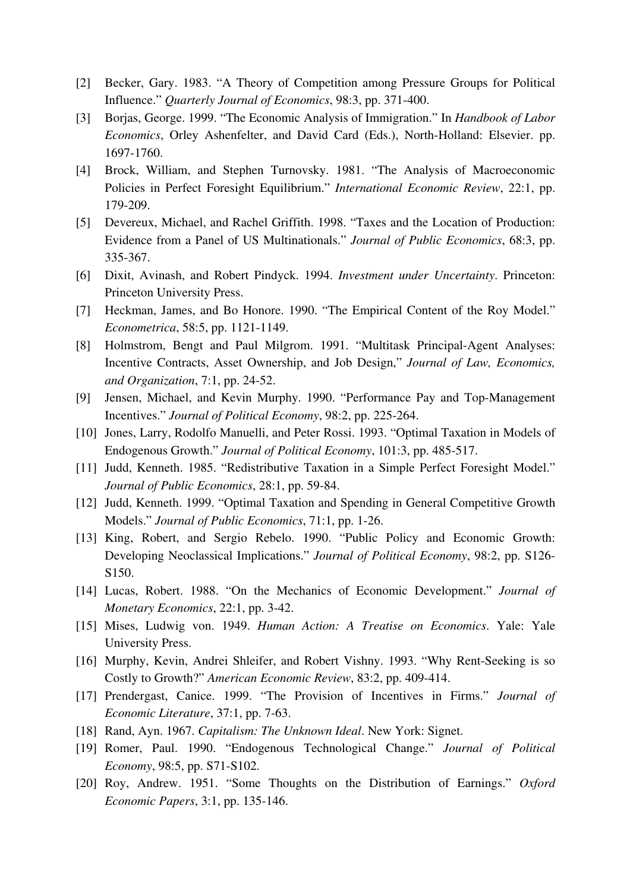[2] Becker, Gary. 1983. "A Theory of Competition among Pressure Groups for Political Influence." *Quarterly Journal of Economics*, 98:3, pp. 371-400.

[3] Borjas, George. 1999. "The Economic Analysis of Immigration." In *Handbook of Labor Economics*, Orley Ashenfelter, and David Card (Eds.), North-Holland: Elsevier. pp. 1697-1760.

[4] Brock, William, and Stephen Turnovsky. 1981. "The Analysis of Macroeconomic Policies in Perfect Foresight Equilibrium." *International Economic Review*, 22:1, pp. 179-209.

[5] Devereux, Michael, and Rachel Griffith. 1998. "Taxes and the Location of Production: Evidence from a Panel of US Multinationals." *Journal of Public Economics*, 68:3, pp. 335-367.

[6] Dixit, Avinash, and Robert Pindyck. 1994. *Investment under Uncertainty*. Princeton: Princeton University Press.

[7] Heckman, James, and Bo Honore. 1990. "The Empirical Content of the Roy Model." *Econometrica*, 58:5, pp. 1121-1149.

[8] Holmstrom, Bengt and Paul Milgrom. 1991. "Multitask Principal-Agent Analyses: Incentive Contracts, Asset Ownership, and Job Design," *Journal of Law, Economics, and Organization*, 7:1, pp. 24-52.

[9] Jensen, Michael, and Kevin Murphy. 1990. "Performance Pay and Top-Management Incentives." *Journal of Political Economy*, 98:2, pp. 225-264.

[10] Jones, Larry, Rodolfo Manuelli, and Peter Rossi. 1993. "Optimal Taxation in Models of Endogenous Growth." *Journal of Political Economy*, 101:3, pp. 485-517.

[11] Judd, Kenneth. 1985. "Redistributive Taxation in a Simple Perfect Foresight Model." *Journal of Public Economics*, 28:1, pp. 59-84.

[12] Judd, Kenneth. 1999. "Optimal Taxation and Spending in General Competitive Growth Models." *Journal of Public Economics*, 71:1, pp. 1-26.

[13] King, Robert, and Sergio Rebelo. 1990. "Public Policy and Economic Growth: Developing Neoclassical Implications." *Journal of Political Economy*, 98:2, pp. S126-S150.

[14] Lucas, Robert. 1988. "On the Mechanics of Economic Development." *Journal of Monetary Economics*, 22:1, pp. 3-42.

[15] Mises, Ludwig von. 1949. *Human Action: A Treatise on Economics*. Yale: Yale University Press.

[16] Murphy, Kevin, Andrei Shleifer, and Robert Vishny. 1993. "Why Rent-Seeking is so Costly to Growth?" *American Economic Review*, 83:2, pp. 409-414.

[17] Prendergast, Canice. 1999. "The Provision of Incentives in Firms." *Journal of Economic Literature*, 37:1, pp. 7-63.

[18] Rand, Ayn. 1967. *Capitalism: The Unknown Ideal*. New York: Signet.

[19] Romer, Paul. 1990. "Endogenous Technological Change." *Journal of Political Economy*, 98:5, pp. S71-S102.

[20] Roy, Andrew. 1951. "Some Thoughts on the Distribution of Earnings." *Oxford Economic Papers*, 3:1, pp. 135-146.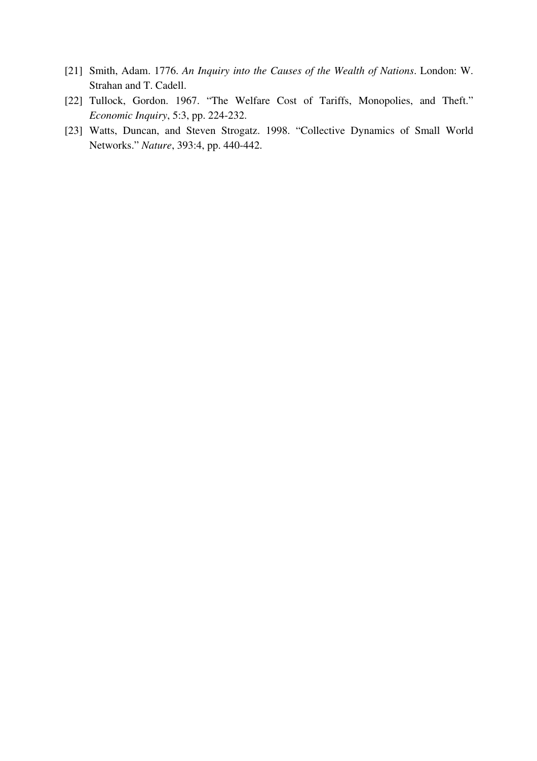[21] Smith, Adam. 1776. *An Inquiry into the Causes of the Wealth of Nations*. London: W. Strahan and T. Cadell.

[22] Tullock, Gordon. 1967. "The Welfare Cost of Tariffs, Monopolies, and Theft." *Economic Inquiry*, 5:3, pp. 224-232.

[23] Watts, Duncan, and Steven Strogatz. 1998. "Collective Dynamics of Small World Networks." *Nature*, 393:4, pp. 440-442.